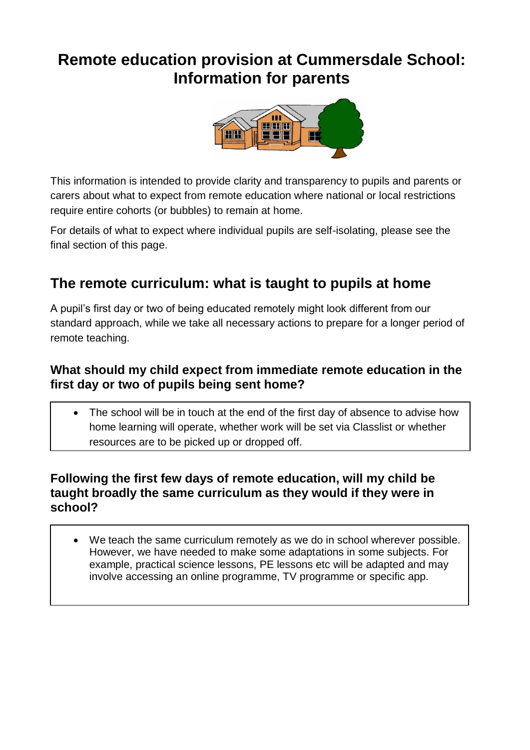# Remote education provision at Cummersdale School: Information for parents

This information is intended to provide clarity and transparency to pupils and parents or carers about what to expect from remote education where national or local restrictions require entire cohorts (or bubbles) to remain at home.

For details of what to expect where individual pupils are self-isolating, please see the final section of this page.

## The remote curriculum: what is taught to pupils at home

A pupil's first day or two of being educated remotely might look different from our standard approach, while we take all necessary actions to prepare for a longer period of remote teaching.

### What should my child expect from immediate remote education in the first day or two of pupils being sent home?

- The school will be in touch at the end of the first day of absence to advise how home learning will operate, whether work will be set via Classlist or whether resources are to be picked up or dropped off.

### Following the first few days of remote education, will my child be taught broadly the same curriculum as they would if they were in school?

- We teach the same curriculum remotely as we do in school wherever possible. However, we have needed to make some adaptations in some subjects. For example, practical science lessons, PE lessons etc will be adapted and may involve accessing an online programme, TV programme or specific app.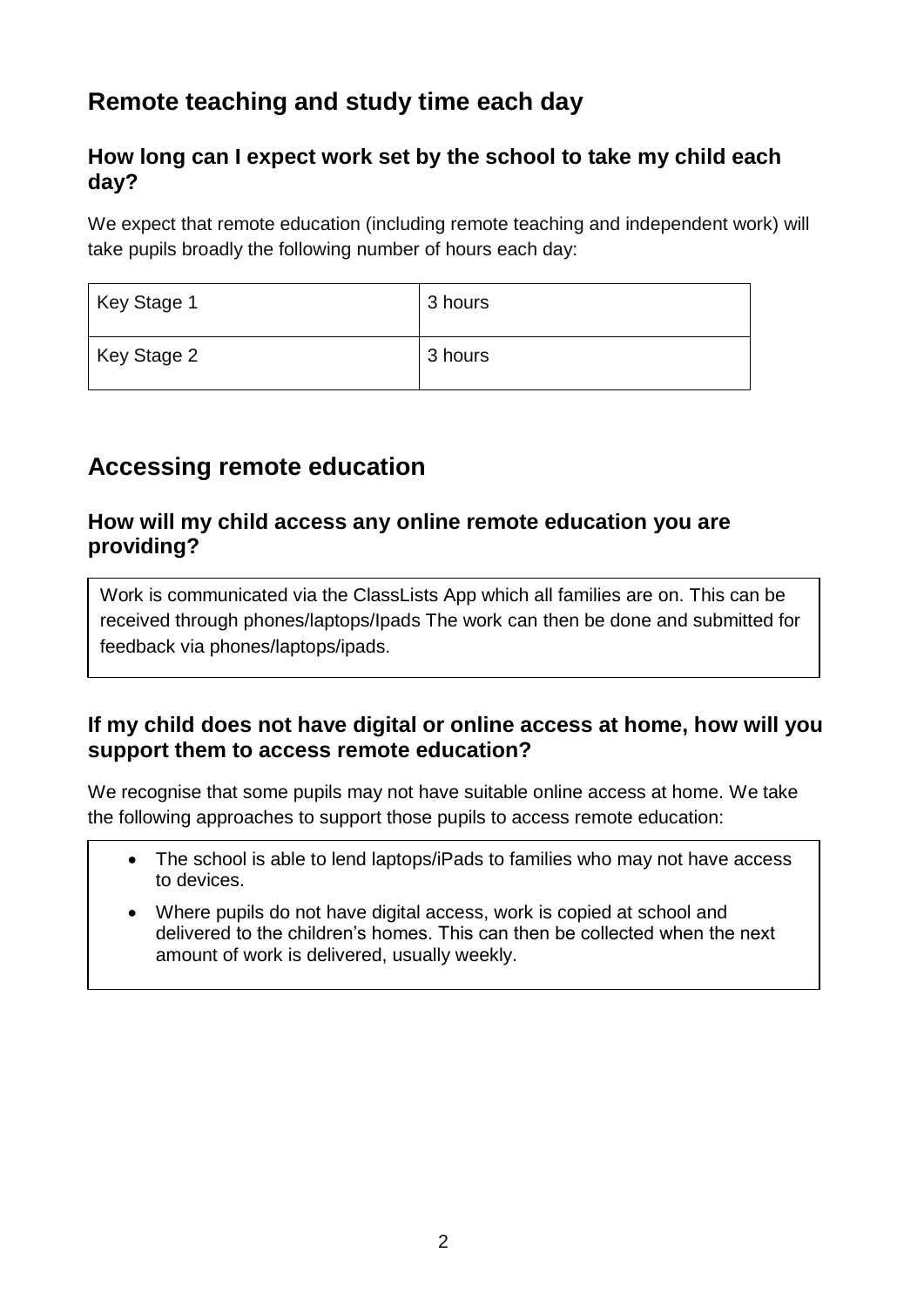## Remote teaching and study time each day

### How long can I expect work set by the school to take my child each day?

We expect that remote education (including remote teaching and independent work) will take pupils broadly the following number of hours each day:

| Key Stage 1 | 3 hours |
| --- | --- |
| Key Stage 2 | 3 hours |

## Accessing remote education

### How will my child access any online remote education you are providing?

Work is communicated via the ClassLists App which all families are on. This can be received through phones/laptops/Ipads The work can then be done and submitted for feedback via phones/laptops/ipads.

### If my child does not have digital or online access at home, how will you support them to access remote education?

We recognise that some pupils may not have suitable online access at home. We take the following approaches to support those pupils to access remote education:

- The school is able to lend laptops/iPads to families who may not have access to devices.
- Where pupils do not have digital access, work is copied at school and delivered to the children's homes. This can then be collected when the next amount of work is delivered, usually weekly.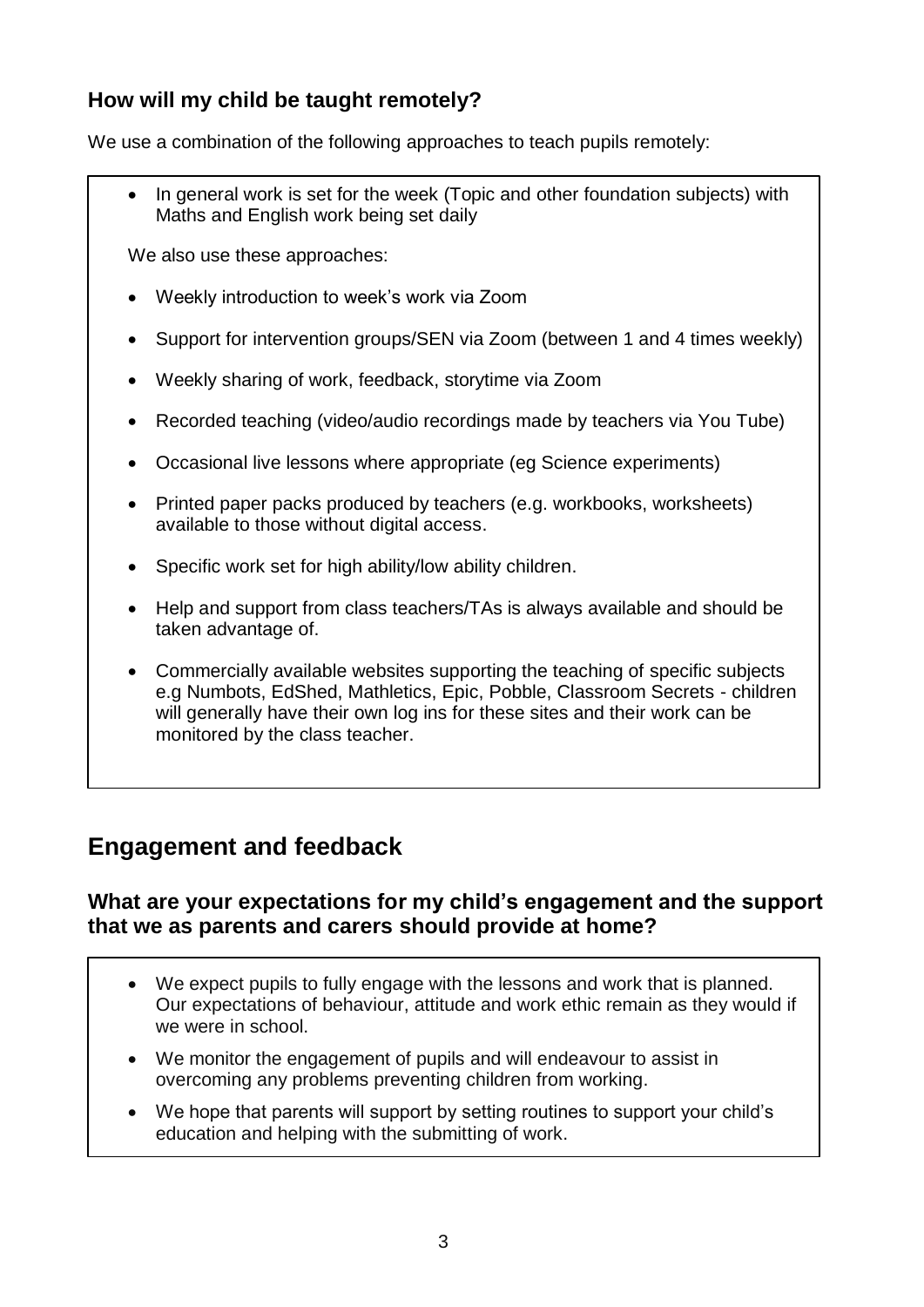### How will my child be taught remotely?

We use a combination of the following approaches to teach pupils remotely:

- In general work is set for the week (Topic and other foundation subjects) with Maths and English work being set daily

We also use these approaches:

- Weekly introduction to week's work via Zoom
- Support for intervention groups/SEN via Zoom (between 1 and 4 times weekly)
- Weekly sharing of work, feedback, storytime via Zoom
- Recorded teaching (video/audio recordings made by teachers via You Tube)
- Occasional live lessons where appropriate (eg Science experiments)
- Printed paper packs produced by teachers (e.g. workbooks, worksheets) available to those without digital access.
- Specific work set for high ability/low ability children.
- Help and support from class teachers/TAs is always available and should be taken advantage of.
- Commercially available websites supporting the teaching of specific subjects e.g Numbots, EdShed, Mathletics, Epic, Pobble, Classroom Secrets - children will generally have their own log ins for these sites and their work can be monitored by the class teacher.

## Engagement and feedback

### What are your expectations for my child's engagement and the support that we as parents and carers should provide at home?

- We expect pupils to fully engage with the lessons and work that is planned. Our expectations of behaviour, attitude and work ethic remain as they would if we were in school.
- We monitor the engagement of pupils and will endeavour to assist in overcoming any problems preventing children from working.
- We hope that parents will support by setting routines to support your child's education and helping with the submitting of work.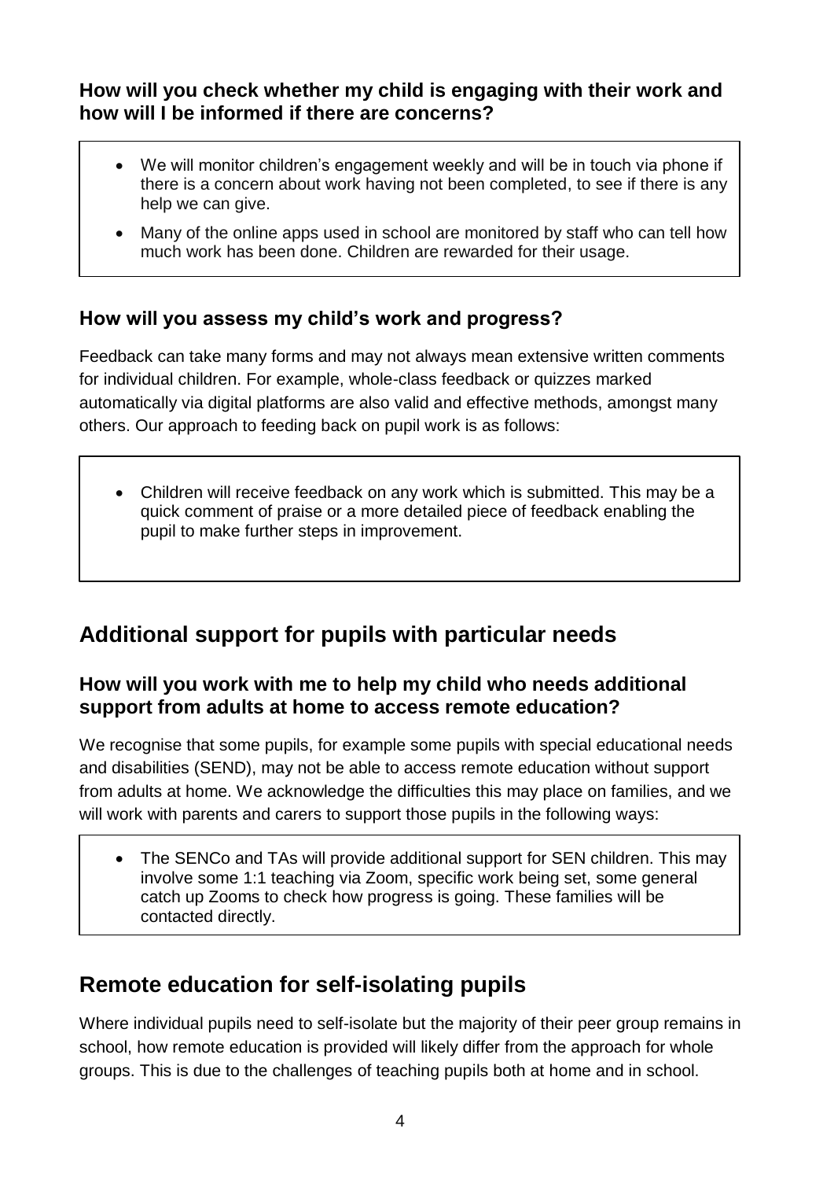### How will you check whether my child is engaging with their work and how will I be informed if there are concerns?

- We will monitor children's engagement weekly and will be in touch via phone if there is a concern about work having not been completed, to see if there is any help we can give.
- Many of the online apps used in school are monitored by staff who can tell how much work has been done. Children are rewarded for their usage.

### How will you assess my child's work and progress?

Feedback can take many forms and may not always mean extensive written comments for individual children. For example, whole-class feedback or quizzes marked automatically via digital platforms are also valid and effective methods, amongst many others. Our approach to feeding back on pupil work is as follows:

- Children will receive feedback on any work which is submitted. This may be a quick comment of praise or a more detailed piece of feedback enabling the pupil to make further steps in improvement.

## Additional support for pupils with particular needs

### How will you work with me to help my child who needs additional support from adults at home to access remote education?

We recognise that some pupils, for example some pupils with special educational needs and disabilities (SEND), may not be able to access remote education without support from adults at home. We acknowledge the difficulties this may place on families, and we will work with parents and carers to support those pupils in the following ways:

- The SENCo and TAs will provide additional support for SEN children. This may involve some 1:1 teaching via Zoom, specific work being set, some general catch up Zooms to check how progress is going. These families will be contacted directly.

## Remote education for self-isolating pupils

Where individual pupils need to self-isolate but the majority of their peer group remains in school, how remote education is provided will likely differ from the approach for whole groups. This is due to the challenges of teaching pupils both at home and in school.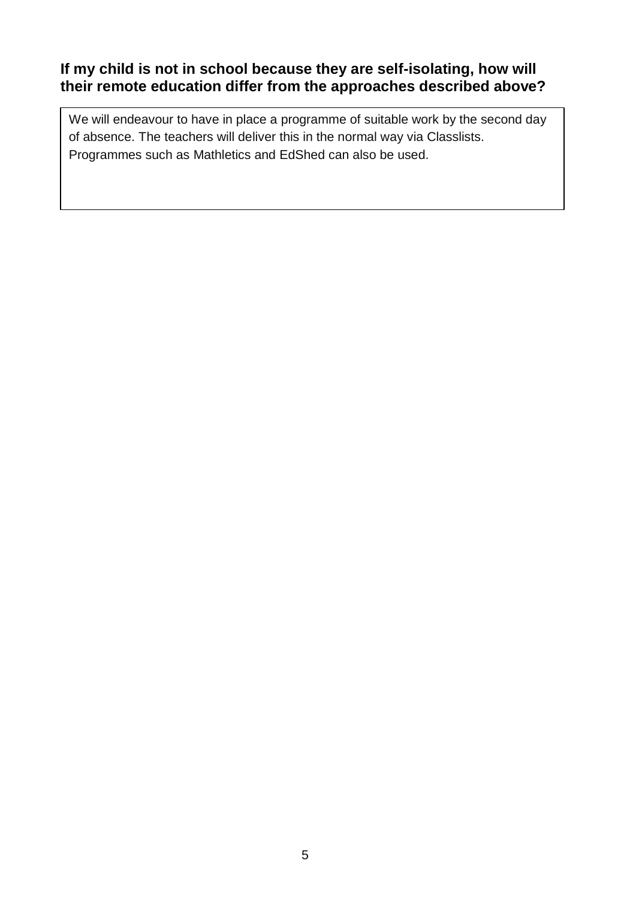### If my child is not in school because they are self-isolating, how will their remote education differ from the approaches described above?

We will endeavour to have in place a programme of suitable work by the second day of absence. The teachers will deliver this in the normal way via Classlists. Programmes such as Mathletics and EdShed can also be used.